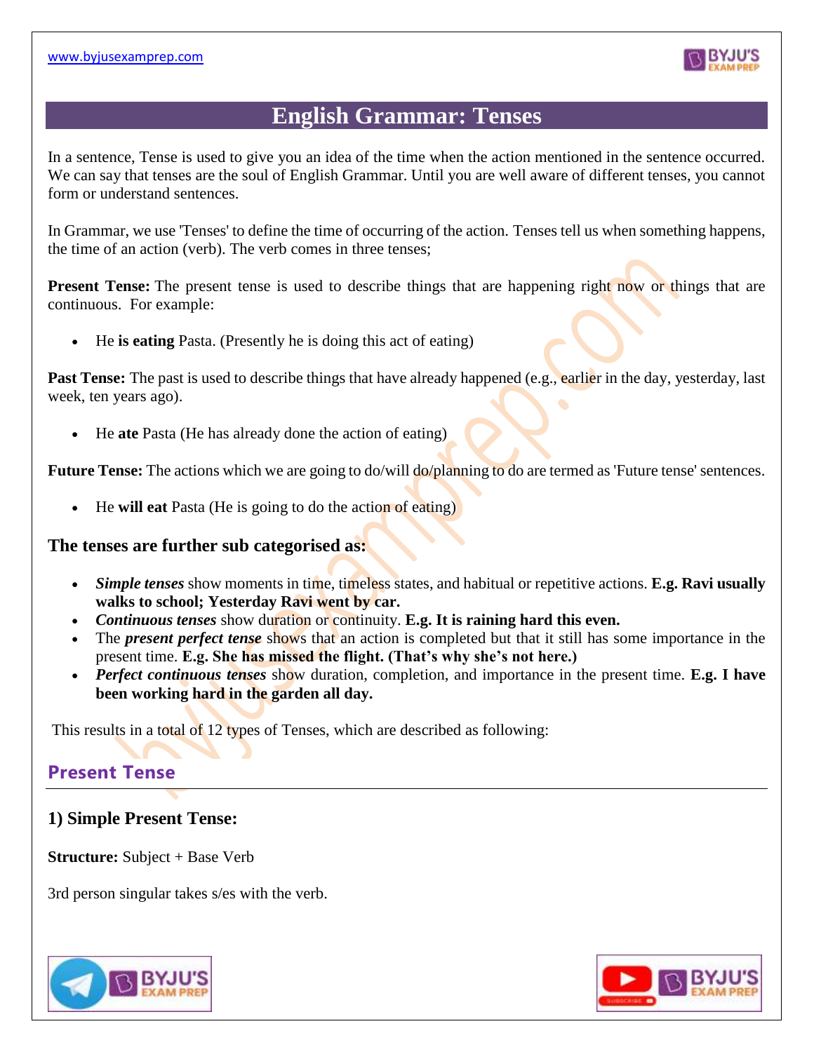# English Grammar: Tenses

In a sentence, Tense is used to give you an idea of the time when the action mentioned in the sentence occurred. We can say that tenses are the soul of English Grammar. Until you are well aware of different tenses, you cannot form or understand sentences.

In Grammar, we use 'Tenses' to define the time of occurring of the action. Tenses tell us when something happens, the time of an action (verb). The verb comes in three tenses;

**Present Tense:** The present tense is used to describe things that are happening right now or things that are continuous. For example:

- He **is eating** Pasta. (Presently he is doing this act of eating)

**Past Tense:** The past is used to describe things that have already happened (e.g., earlier in the day, yesterday, last week, ten years ago).

- He **ate** Pasta (He has already done the action of eating)

**Future Tense:** The actions which we are going to do/will do/planning to do are termed as 'Future tense' sentences.

- He **will eat** Pasta (He is going to do the action of eating)

### The tenses are further sub categorised as:

- ***Simple tenses*** show moments in time, timeless states, and habitual or repetitive actions. **E.g. Ravi usually walks to school; Yesterday Ravi went by car.**
- ***Continuous tenses*** show duration or continuity. **E.g. It is raining hard this even.**
- The ***present perfect tense*** shows that an action is completed but that it still has some importance in the present time. **E.g. She has missed the flight. (That's why she's not here.)**
- ***Perfect continuous tenses*** show duration, completion, and importance in the present time. **E.g. I have been working hard in the garden all day.**

This results in a total of 12 types of Tenses, which are described as following:

## Present Tense

### 1) Simple Present Tense:

**Structure:** Subject + Base Verb

3rd person singular takes s/es with the verb.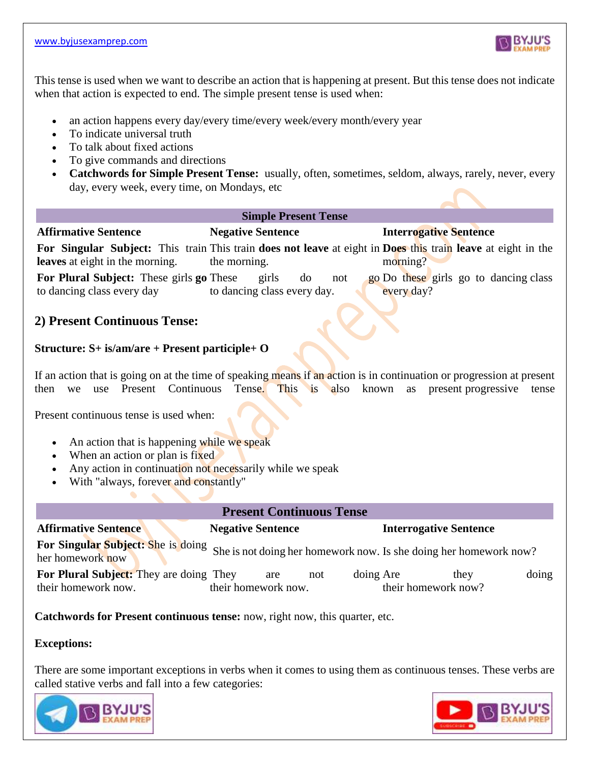This tense is used when we want to describe an action that is happening at present. But this tense does not indicate when that action is expected to end. The simple present tense is used when:

- an action happens every day/every time/every week/every month/every year
- To indicate universal truth
- To talk about fixed actions
- To give commands and directions
- **Catchwords for Simple Present Tense:** usually, often, sometimes, seldom, always, rarely, never, every day, every week, every time, on Mondays, etc

| Simple Present Tense | | |
|---|---|---|
| **Affirmative Sentence** | **Negative Sentence** | **Interrogative Sentence** |
| **For Singular Subject:** This train **leaves** at eight in the morning. | This train **does not leave** at eight in the morning. | **Does** this train **leave** at eight in the morning? |
| **For Plural Subject:** These girls **go** to dancing class every day | These girls do not go to dancing class every day. | Do these girls go to dancing class every day? |

## 2) Present Continuous Tense:

**Structure: S+ is/am/are + Present participle+ O**

If an action that is going on at the time of speaking means if an action is in continuation or progression at present then we use Present Continuous Tense. This is also known as present progressive tense

Present continuous tense is used when:

- An action that is happening while we speak
- When an action or plan is fixed
- Any action in continuation not necessarily while we speak
- With "always, forever and constantly"

| Present Continuous Tense | | |
|---|---|---|
| **Affirmative Sentence** | **Negative Sentence** | **Interrogative Sentence** |
| **For Singular Subject:** She is doing her homework now | She is not doing her homework now. | Is she doing her homework now? |
| **For Plural Subject:** They are doing their homework now. | They are not doing their homework now. | Are they doing their homework now? |

**Catchwords for Present continuous tense:** now, right now, this quarter, etc.

**Exceptions:**

There are some important exceptions in verbs when it comes to using them as continuous tenses. These verbs are called stative verbs and fall into a few categories: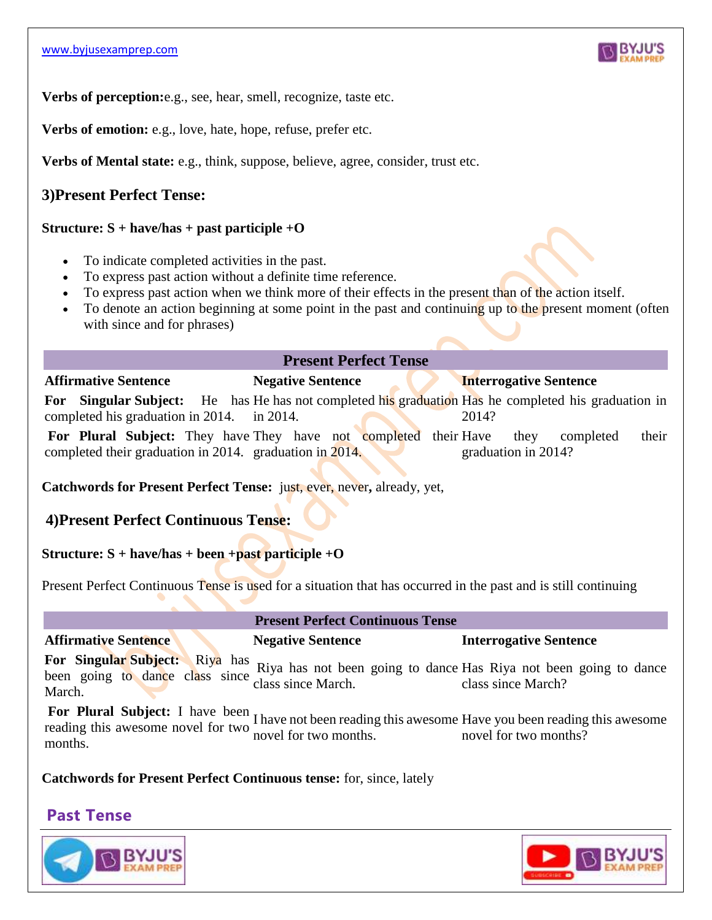**Verbs of perception:** e.g., see, hear, smell, recognize, taste etc.

**Verbs of emotion:** e.g., love, hate, hope, refuse, prefer etc.

**Verbs of Mental state:** e.g., think, suppose, believe, agree, consider, trust etc.

## 3)Present Perfect Tense:

**Structure: S + have/has + past participle +O**

- To indicate completed activities in the past.
- To express past action without a definite time reference.
- To express past action when we think more of their effects in the present than of the action itself.
- To denote an action beginning at some point in the past and continuing up to the present moment (often with since and for phrases)

| Present Perfect Tense | | |
|---|---|---|
| **Affirmative Sentence** | **Negative Sentence** | **Interrogative Sentence** |
| **For Singular Subject:** He has completed his graduation in 2014. | He has not completed his graduation in 2014. | Has he completed his graduation in 2014? |
| **For Plural Subject:** They have completed their graduation in 2014. | They have not completed their graduation in 2014. | Have they completed their graduation in 2014? |

**Catchwords for Present Perfect Tense:** just, ever, never**,** already, yet,

## 4)Present Perfect Continuous Tense:

**Structure: S + have/has + been +past participle +O**

Present Perfect Continuous Tense is used for a situation that has occurred in the past and is still continuing

| Present Perfect Continuous Tense | | |
|---|---|---|
| **Affirmative Sentence** | **Negative Sentence** | **Interrogative Sentence** |
| **For Singular Subject:** Riya has been going to dance class since March. | Riya has not been going to dance class since March. | Has Riya not been going to dance class since March? |
| **For Plural Subject:** I have been reading this awesome novel for two months. | I have not been reading this awesome novel for two months. | Have you been reading this awesome novel for two months? |

**Catchwords for Present Perfect Continuous tense:** for, since, lately

## Past Tense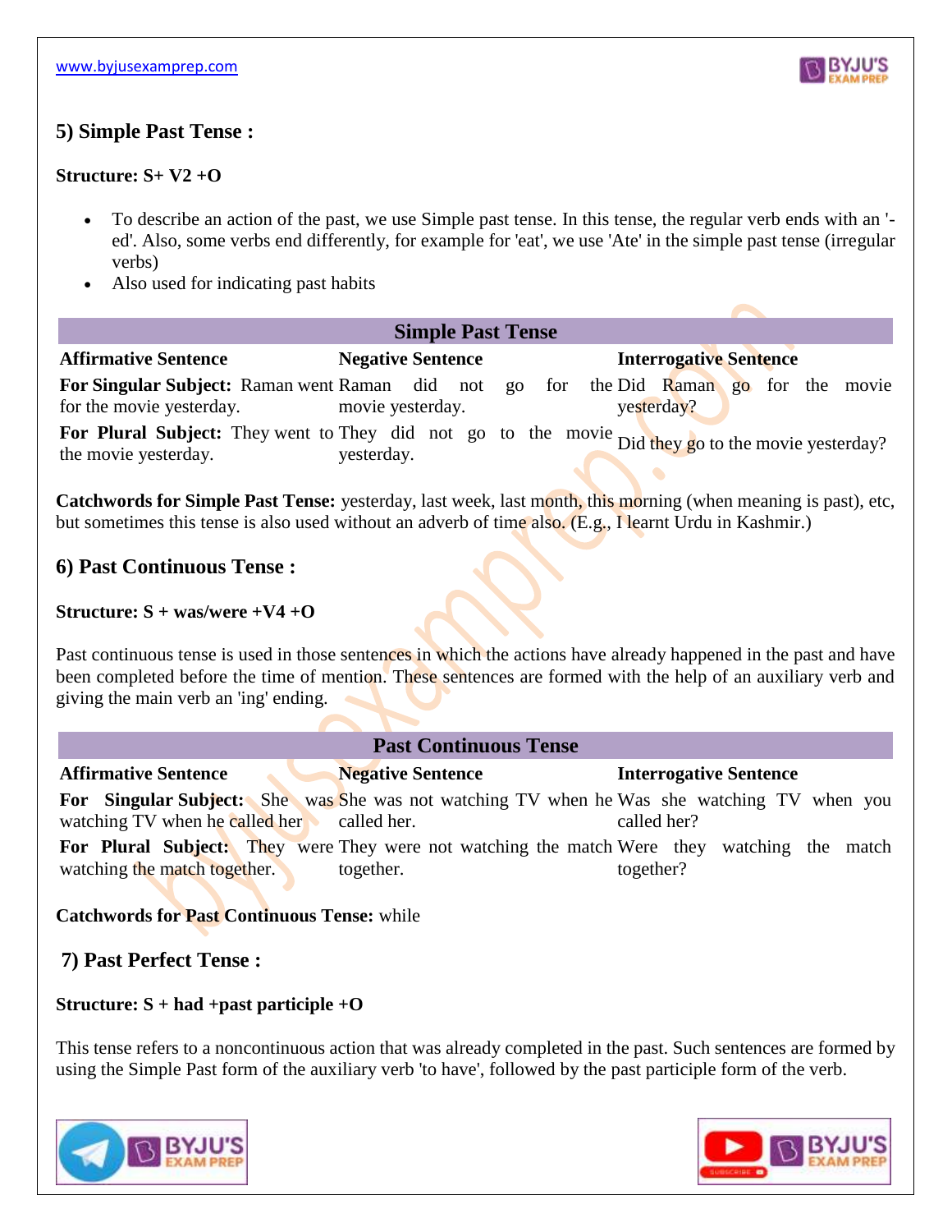## 5) Simple Past Tense :

**Structure: S+ V2 +O**

- To describe an action of the past, we use Simple past tense. In this tense, the regular verb ends with an '-ed'. Also, some verbs end differently, for example for 'eat', we use 'Ate' in the simple past tense (irregular verbs)
- Also used for indicating past habits

| Simple Past Tense | | |
|---|---|---|
| **Affirmative Sentence** | **Negative Sentence** | **Interrogative Sentence** |
| **For Singular Subject:** Raman went for the movie yesterday. | Raman did not go for the movie yesterday. | Did Raman go for the movie yesterday? |
| **For Plural Subject:** They went to the movie yesterday. | They did not go to the movie yesterday. | Did they go to the movie yesterday? |

**Catchwords for Simple Past Tense:** yesterday, last week, last month, this morning (when meaning is past), etc, but sometimes this tense is also used without an adverb of time also. (E.g., I learnt Urdu in Kashmir.)

## 6) Past Continuous Tense :

**Structure: S + was/were +V4 +O**

Past continuous tense is used in those sentences in which the actions have already happened in the past and have been completed before the time of mention. These sentences are formed with the help of an auxiliary verb and giving the main verb an 'ing' ending.

| Past Continuous Tense | | |
|---|---|---|
| **Affirmative Sentence** | **Negative Sentence** | **Interrogative Sentence** |
| **For Singular Subject:** She was watching TV when he called her | She was not watching TV when he called her. | Was she watching TV when you called her? |
| **For Plural Subject:** They were watching the match together. | They were not watching the match together. | Were they watching the match together? |

**Catchwords for Past Continuous Tense:** while

## 7) Past Perfect Tense :

**Structure: S + had +past participle +O**

This tense refers to a noncontinuous action that was already completed in the past. Such sentences are formed by using the Simple Past form of the auxiliary verb 'to have', followed by the past participle form of the verb.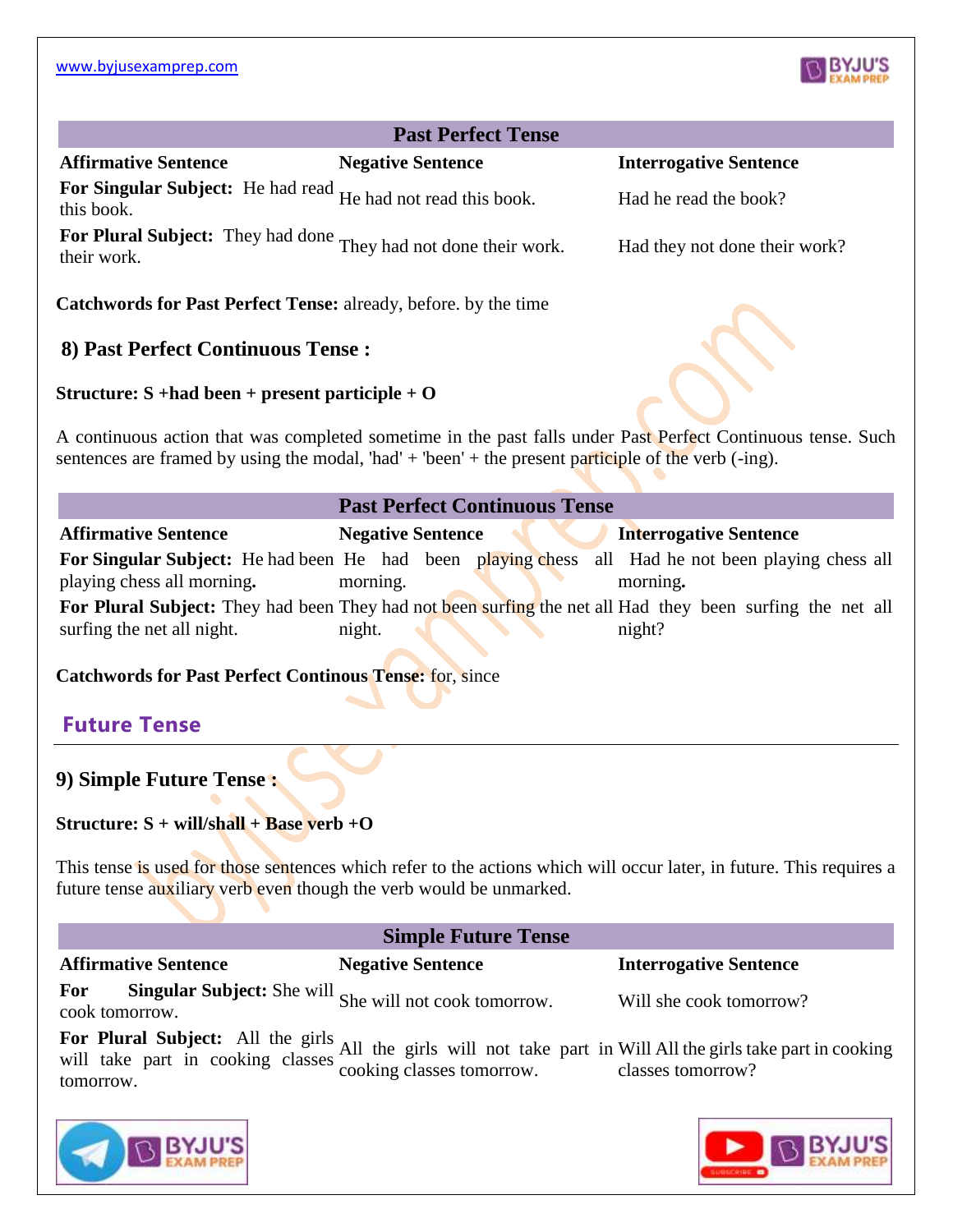| Past Perfect Tense | | |
|---|---|---|
| **Affirmative Sentence** | **Negative Sentence** | **Interrogative Sentence** |
| **For Singular Subject:** He had read this book. | He had not read this book. | Had he read the book? |
| **For Plural Subject:** They had done their work. | They had not done their work. | Had they not done their work? |

**Catchwords for Past Perfect Tense:** already, before. by the time

### 8) Past Perfect Continuous Tense :

**Structure: S +had been + present participle + O**

A continuous action that was completed sometime in the past falls under Past Perfect Continuous tense. Such sentences are framed by using the modal, 'had' + 'been' + the present participle of the verb (-ing).

| Past Perfect Continuous Tense | | |
|---|---|---|
| **Affirmative Sentence** | **Negative Sentence** | **Interrogative Sentence** |
| **For Singular Subject:** He had been playing chess all morning**.** | He had been playing chess all morning. | Had he not been playing chess all morning**.** |
| **For Plural Subject:** They had been surfing the net all night. | They had not been surfing the net all night. | Had they been surfing the net all night? |

**Catchwords for Past Perfect Continous Tense:** for, since

## Future Tense

### 9) Simple Future Tense :

**Structure: S + will/shall + Base verb +O**

This tense is used for those sentences which refer to the actions which will occur later, in future. This requires a future tense auxiliary verb even though the verb would be unmarked.

| Simple Future Tense | | |
|---|---|---|
| **Affirmative Sentence** | **Negative Sentence** | **Interrogative Sentence** |
| **For Singular Subject:** She will cook tomorrow. | She will not cook tomorrow. | Will she cook tomorrow? |
| **For Plural Subject:** All the girls will take part in cooking classes tomorrow. | All the girls will not take part in cooking classes tomorrow. | Will All the girls take part in cooking classes tomorrow? |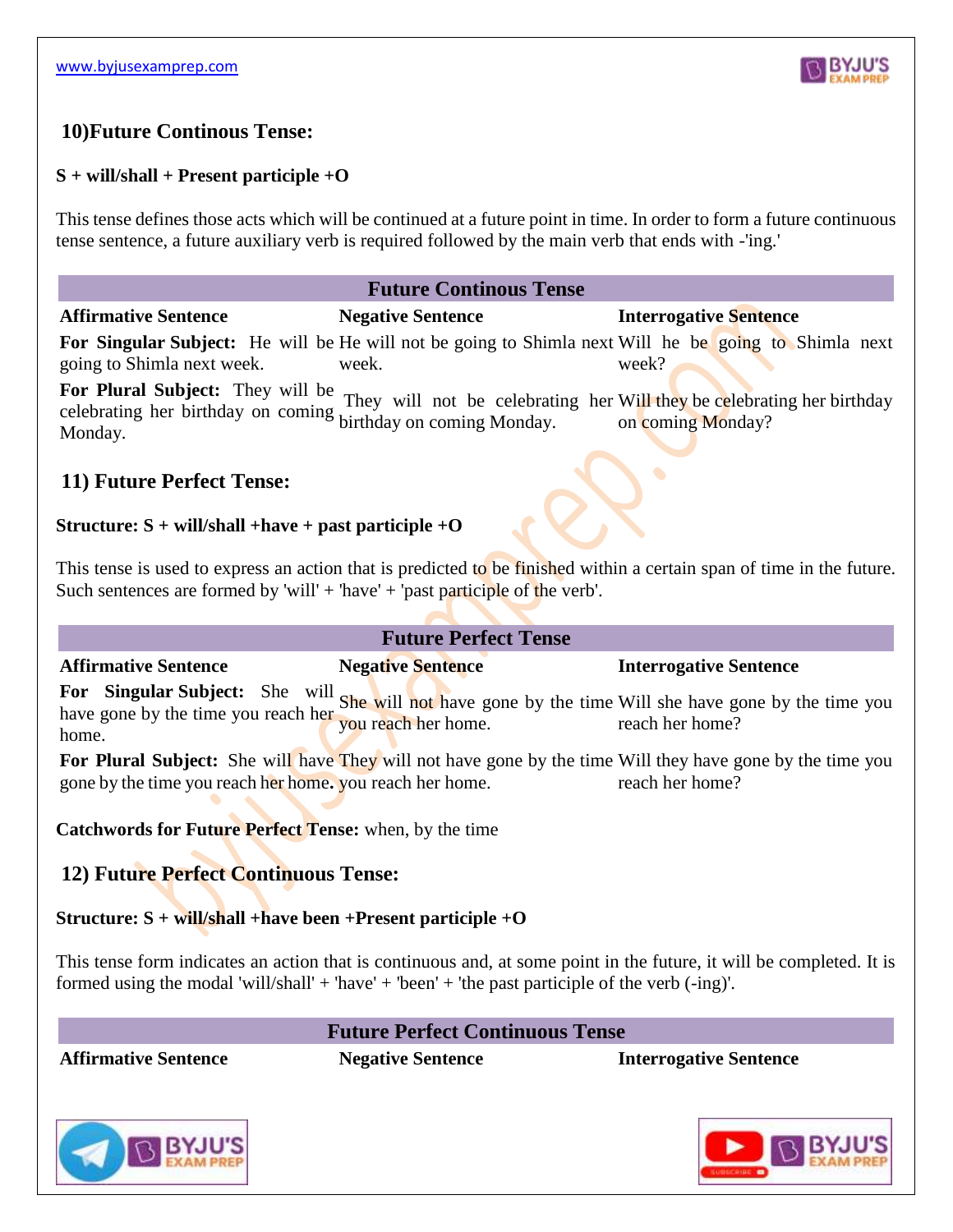## 10)Future Continous Tense:

**S + will/shall + Present participle +O**

This tense defines those acts which will be continued at a future point in time. In order to form a future continuous tense sentence, a future auxiliary verb is required followed by the main verb that ends with -'ing.'

| Future Continous Tense | | |
|---|---|---|
| **Affirmative Sentence** | **Negative Sentence** | **Interrogative Sentence** |
| **For Singular Subject:** He will be going to Shimla next week. | He will not be going to Shimla next week. | Will he be going to Shimla next week? |
| **For Plural Subject:** They will be celebrating her birthday on coming Monday. | They will not be celebrating her birthday on coming Monday. | Will they be celebrating her birthday on coming Monday? |

## 11) Future Perfect Tense:

**Structure: S + will/shall +have + past participle +O**

This tense is used to express an action that is predicted to be finished within a certain span of time in the future. Such sentences are formed by 'will' + 'have' + 'past participle of the verb'.

| Future Perfect Tense | | |
|---|---|---|
| **Affirmative Sentence** | **Negative Sentence** | **Interrogative Sentence** |
| **For Singular Subject:** She will have gone by the time you reach her home. | She will not have gone by the time you reach her home. | Will she have gone by the time you reach her home? |
| **For Plural Subject:** She will have gone by the time you reach her home. | They will not have gone by the time you reach her home. | Will they have gone by the time you reach her home? |

**Catchwords for Future Perfect Tense:** when, by the time

## 12) Future Perfect Continuous Tense:

**Structure: S + will/shall +have been +Present participle +O**

This tense form indicates an action that is continuous and, at some point in the future, it will be completed. It is formed using the modal 'will/shall' + 'have' + 'been' + 'the past participle of the verb (-ing)'.

| Future Perfect Continuous Tense | | |
|---|---|---|
| **Affirmative Sentence** | **Negative Sentence** | **Interrogative Sentence** |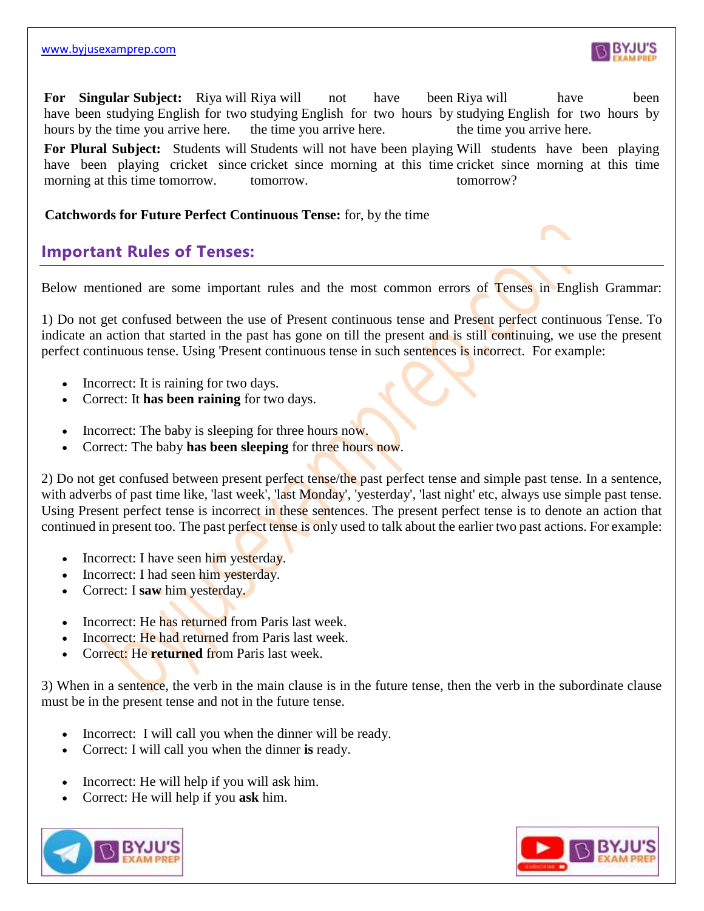| | | | |
|---|---|---|---|
| **For Singular Subject:** | Riya will have been studying English for two hours by the time you arrive here. | Riya will not have been studying English for two hours by the time you arrive here. | Riya will have been studying English for two hours by the time you arrive here. |
| **For Plural Subject:** | Students will have been playing cricket since morning at this time tomorrow. | Students will not have been playing cricket since morning at this time tomorrow. | Will students have been playing cricket since morning at this time tomorrow? |

**Catchwords for Future Perfect Continuous Tense:** for, by the time

## Important Rules of Tenses:

Below mentioned are some important rules and the most common errors of Tenses in English Grammar:

1) Do not get confused between the use of Present continuous tense and Present perfect continuous Tense. To indicate an action that started in the past has gone on till the present and is still continuing, we use the present perfect continuous tense. Using 'Present continuous tense in such sentences is incorrect. For example:

- Incorrect: It is raining for two days.
- Correct: It **has been raining** for two days.

- Incorrect: The baby is sleeping for three hours now.
- Correct: The baby **has been sleeping** for three hours now.

2) Do not get confused between present perfect tense/the past perfect tense and simple past tense. In a sentence, with adverbs of past time like, 'last week', 'last Monday', 'yesterday', 'last night' etc, always use simple past tense. Using Present perfect tense is incorrect in these sentences. The present perfect tense is to denote an action that continued in present too. The past perfect tense is only used to talk about the earlier two past actions. For example:

- Incorrect: I have seen him yesterday.
- Incorrect: I had seen him yesterday.
- Correct: I **saw** him yesterday.

- Incorrect: He has returned from Paris last week.
- Incorrect: He had returned from Paris last week.
- Correct: He **returned** from Paris last week.

3) When in a sentence, the verb in the main clause is in the future tense, then the verb in the subordinate clause must be in the present tense and not in the future tense.

- Incorrect: I will call you when the dinner will be ready.
- Correct: I will call you when the dinner **is** ready.

- Incorrect: He will help if you will ask him.
- Correct: He will help if you **ask** him.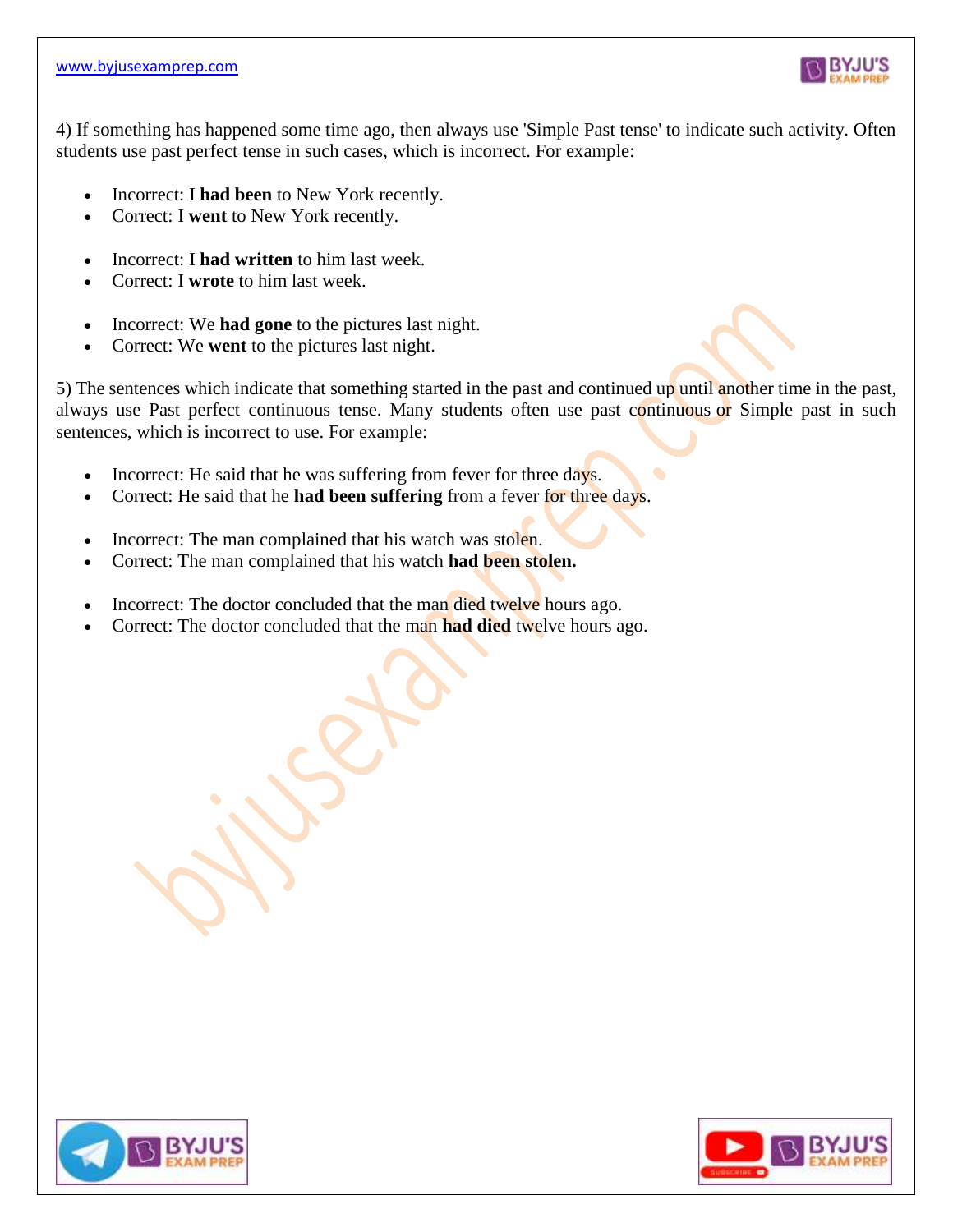4) If something has happened some time ago, then always use 'Simple Past tense' to indicate such activity. Often students use past perfect tense in such cases, which is incorrect. For example:

- Incorrect: I **had been** to New York recently.
- Correct: I **went** to New York recently.

- Incorrect: I **had written** to him last week.
- Correct: I **wrote** to him last week.

- Incorrect: We **had gone** to the pictures last night.
- Correct: We **went** to the pictures last night.

5) The sentences which indicate that something started in the past and continued up until another time in the past, always use Past perfect continuous tense. Many students often use past continuous or Simple past in such sentences, which is incorrect to use. For example:

- Incorrect: He said that he was suffering from fever for three days.
- Correct: He said that he **had been suffering** from a fever for three days.

- Incorrect: The man complained that his watch was stolen.
- Correct: The man complained that his watch **had been stolen.**

- Incorrect: The doctor concluded that the man died twelve hours ago.
- Correct: The doctor concluded that the man **had died** twelve hours ago.